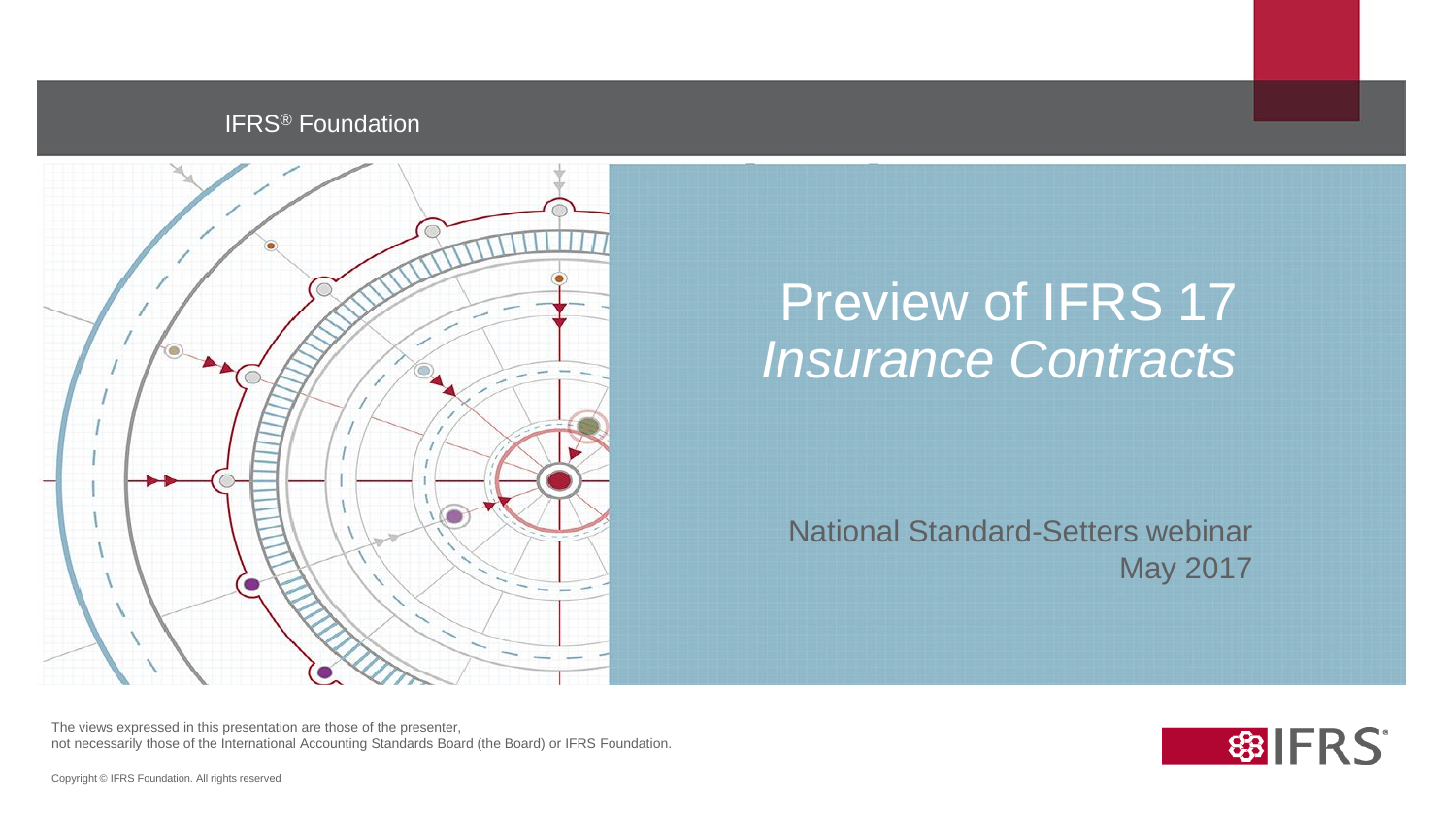IFRS® Foundation

# Preview of IFRS 17 *Insurance Contracts*

National Standard-Setters webinar
May 2017

The views expressed in this presentation are those of the presenter, not necessarily those of the International Accounting Standards Board (the Board) or IFRS Foundation.

Copyright © IFRS Foundation. All rights reserved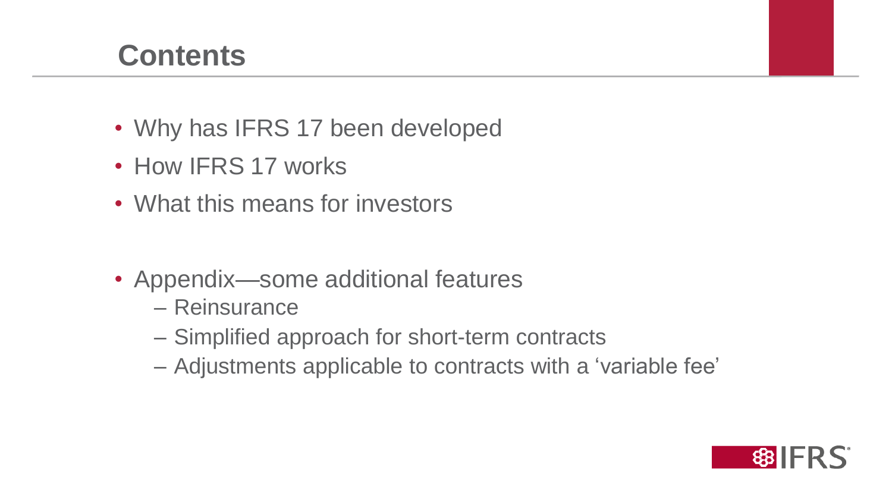# Contents

- Why has IFRS 17 been developed
- How IFRS 17 works
- What this means for investors

- Appendix—some additional features
  - Reinsurance
  - Simplified approach for short-term contracts
  - Adjustments applicable to contracts with a 'variable fee'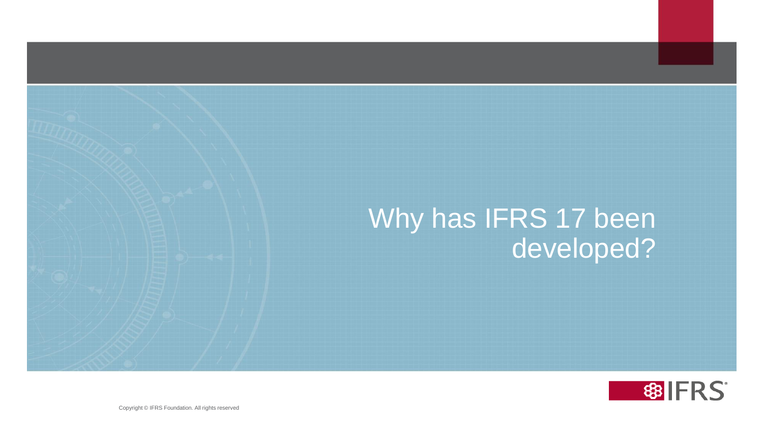# Why has IFRS 17 been developed?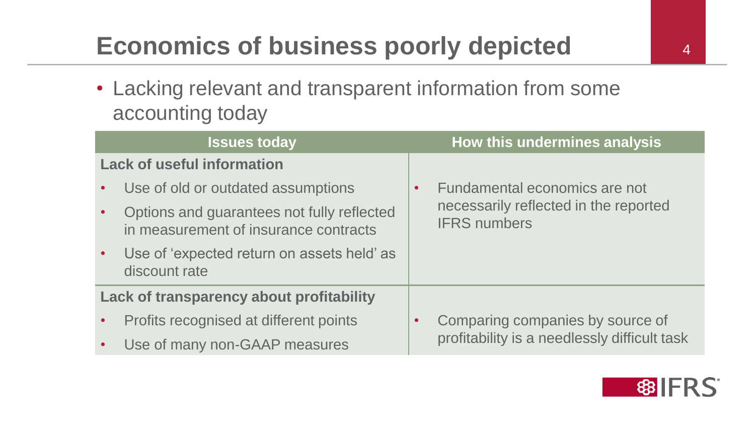# Economics of business poorly depicted

- Lacking relevant and transparent information from some accounting today

| Issues today | How this undermines analysis |
|---|---|
| **Lack of useful information** <br> • Use of old or outdated assumptions <br> • Options and guarantees not fully reflected in measurement of insurance contracts <br> • Use of 'expected return on assets held' as discount rate | • Fundamental economics are not necessarily reflected in the reported IFRS numbers |
| **Lack of transparency about profitability** <br> • Profits recognised at different points <br> • Use of many non-GAAP measures | • Comparing companies by source of profitability is a needlessly difficult task |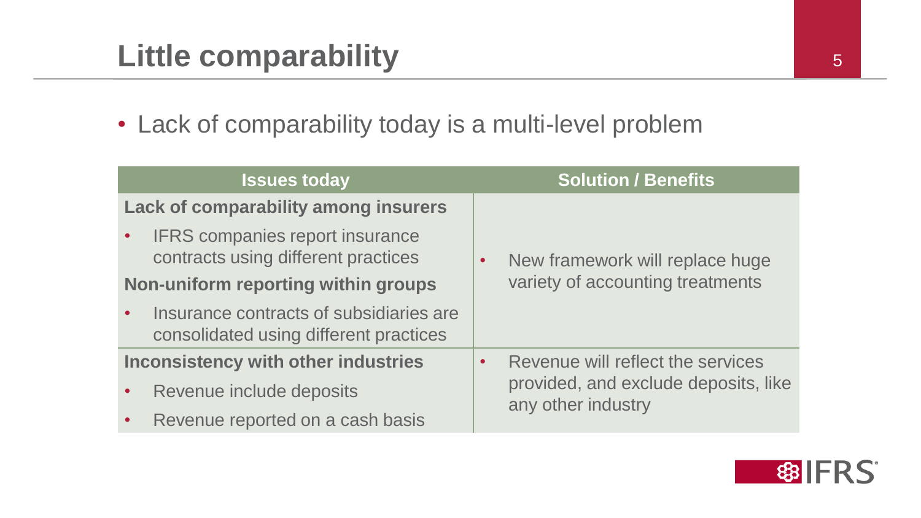# Little comparability

- Lack of comparability today is a multi-level problem

| Issues today | Solution / Benefits |
|---|---|
| **Lack of comparability among insurers**<br>• IFRS companies report insurance contracts using different practices<br>**Non-uniform reporting within groups**<br>• Insurance contracts of subsidiaries are consolidated using different practices | • New framework will replace huge variety of accounting treatments |
| **Inconsistency with other industries**<br>• Revenue include deposits<br>• Revenue reported on a cash basis | • Revenue will reflect the services provided, and exclude deposits, like any other industry |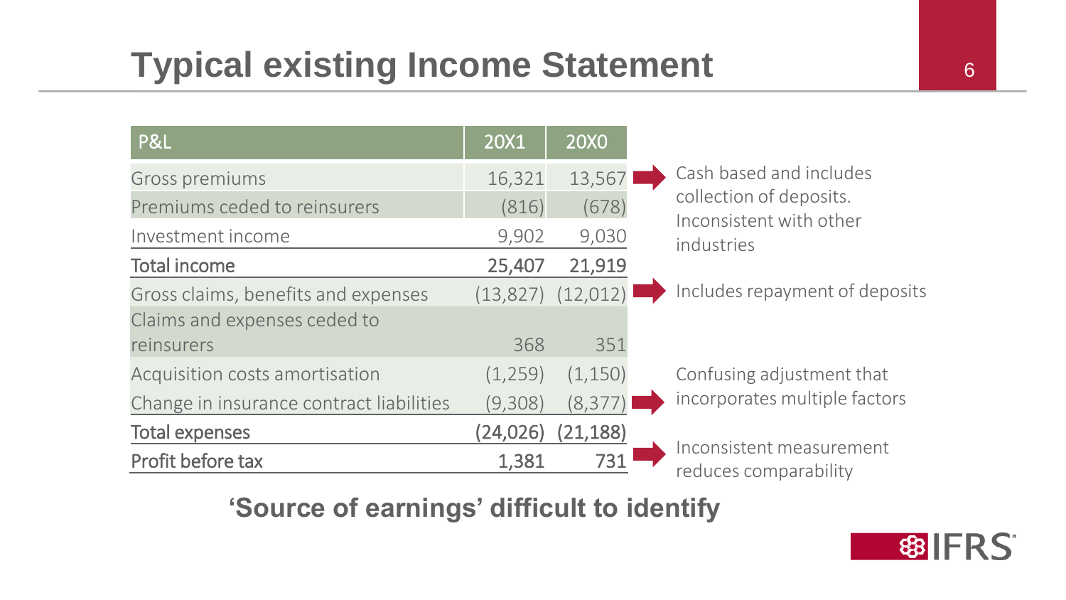# Typical existing Income Statement

| P&L | 20X1 | 20X0 |
|---|---|---|
| Gross premiums | 16,321 | 13,567 |
| Premiums ceded to reinsurers | (816) | (678) |
| Investment income | 9,902 | 9,030 |
| **Total income** | **25,407** | **21,919** |
| Gross claims, benefits and expenses | (13,827) | (12,012) |
| Claims and expenses ceded to reinsurers | 368 | 351 |
| Acquisition costs amortisation | (1,259) | (1,150) |
| Change in insurance contract liabilities | (9,308) | (8,377) |
| **Total expenses** | **(24,026)** | **(21,188)** |
| **Profit before tax** | **1,381** | **731** |

- Gross premiums: Cash based and includes collection of deposits. Inconsistent with other industries
- Gross claims, benefits and expenses: Includes repayment of deposits
- Change in insurance contract liabilities: Confusing adjustment that incorporates multiple factors
- Profit before tax: Inconsistent measurement reduces comparability

**'Source of earnings' difficult to identify**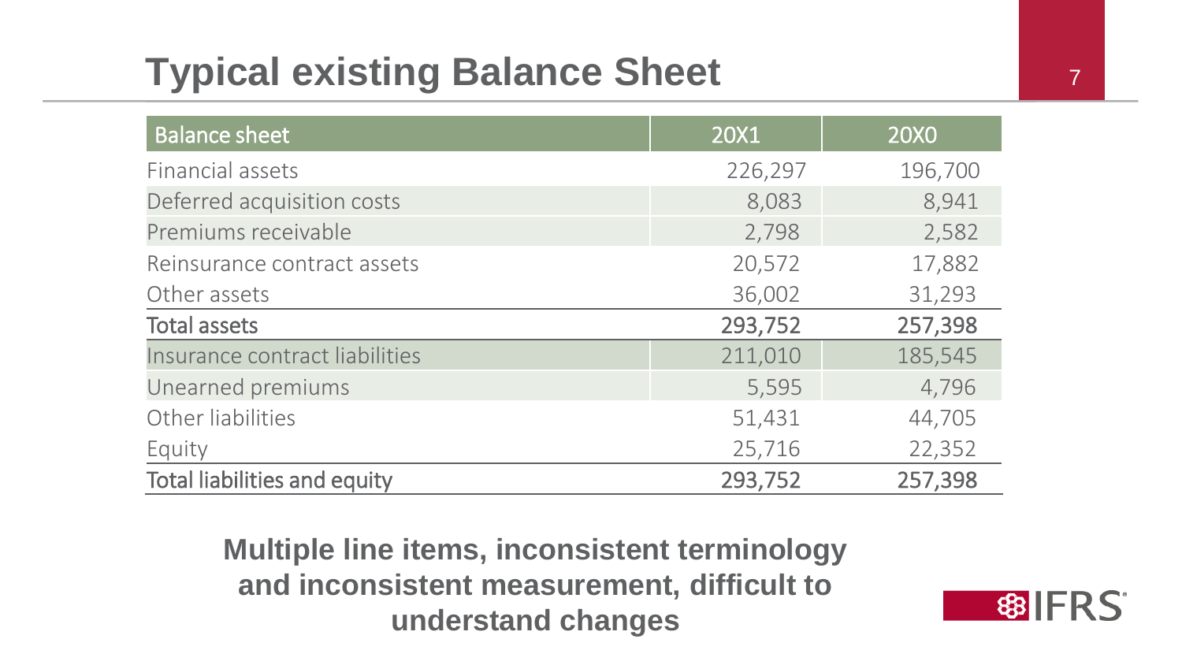# Typical existing Balance Sheet

| Balance sheet | 20X1 | 20X0 |
|---|---|---|
| Financial assets | 226,297 | 196,700 |
| Deferred acquisition costs | 8,083 | 8,941 |
| Premiums receivable | 2,798 | 2,582 |
| Reinsurance contract assets | 20,572 | 17,882 |
| Other assets | 36,002 | 31,293 |
| Total assets | 293,752 | 257,398 |
| Insurance contract liabilities | 211,010 | 185,545 |
| Unearned premiums | 5,595 | 4,796 |
| Other liabilities | 51,431 | 44,705 |
| Equity | 25,716 | 22,352 |
| Total liabilities and equity | 293,752 | 257,398 |

**Multiple line items, inconsistent terminology and inconsistent measurement, difficult to understand changes**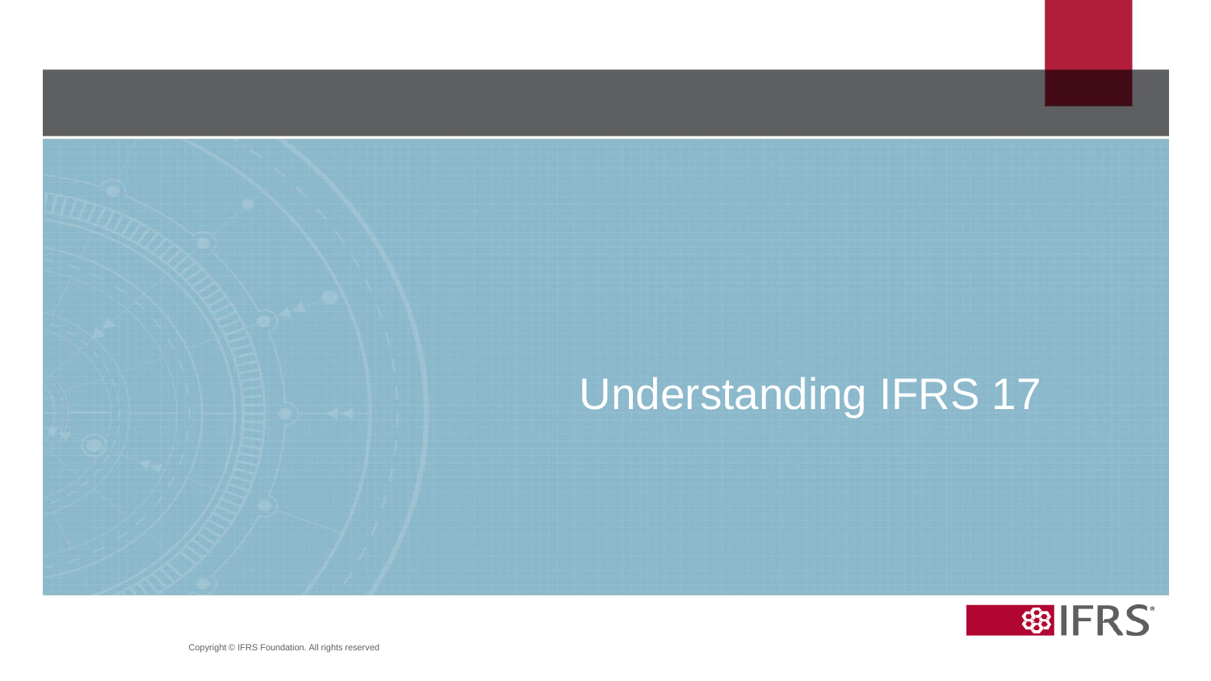# Understanding IFRS 17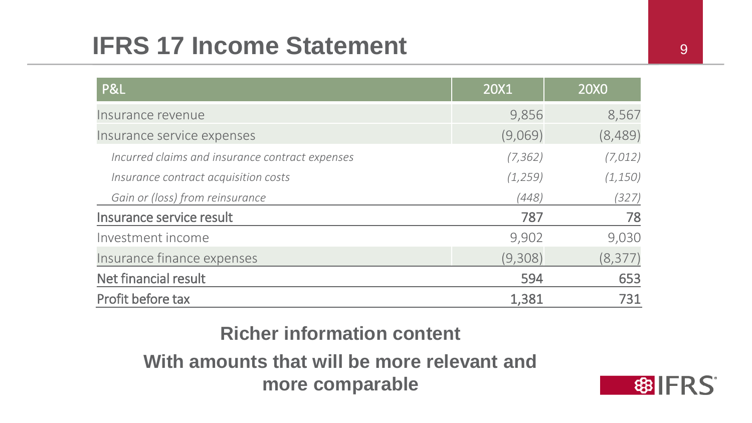# IFRS 17 Income Statement

| P&L | 20X1 | 20X0 |
|---|---|---|
| Insurance revenue | 9,856 | 8,567 |
| Insurance service expenses | (9,069) | (8,489) |
| *Incurred claims and insurance contract expenses* | *(7,362)* | *(7,012)* |
| *Insurance contract acquisition costs* | *(1,259)* | *(1,150)* |
| *Gain or (loss) from reinsurance* | *(448)* | *(327)* |
| Insurance service result | 787 | 78 |
| Investment income | 9,902 | 9,030 |
| Insurance finance expenses | (9,308) | (8,377) |
| Net financial result | 594 | 653 |
| Profit before tax | 1,381 | 731 |

**Richer information content**

**With amounts that will be more relevant and more comparable**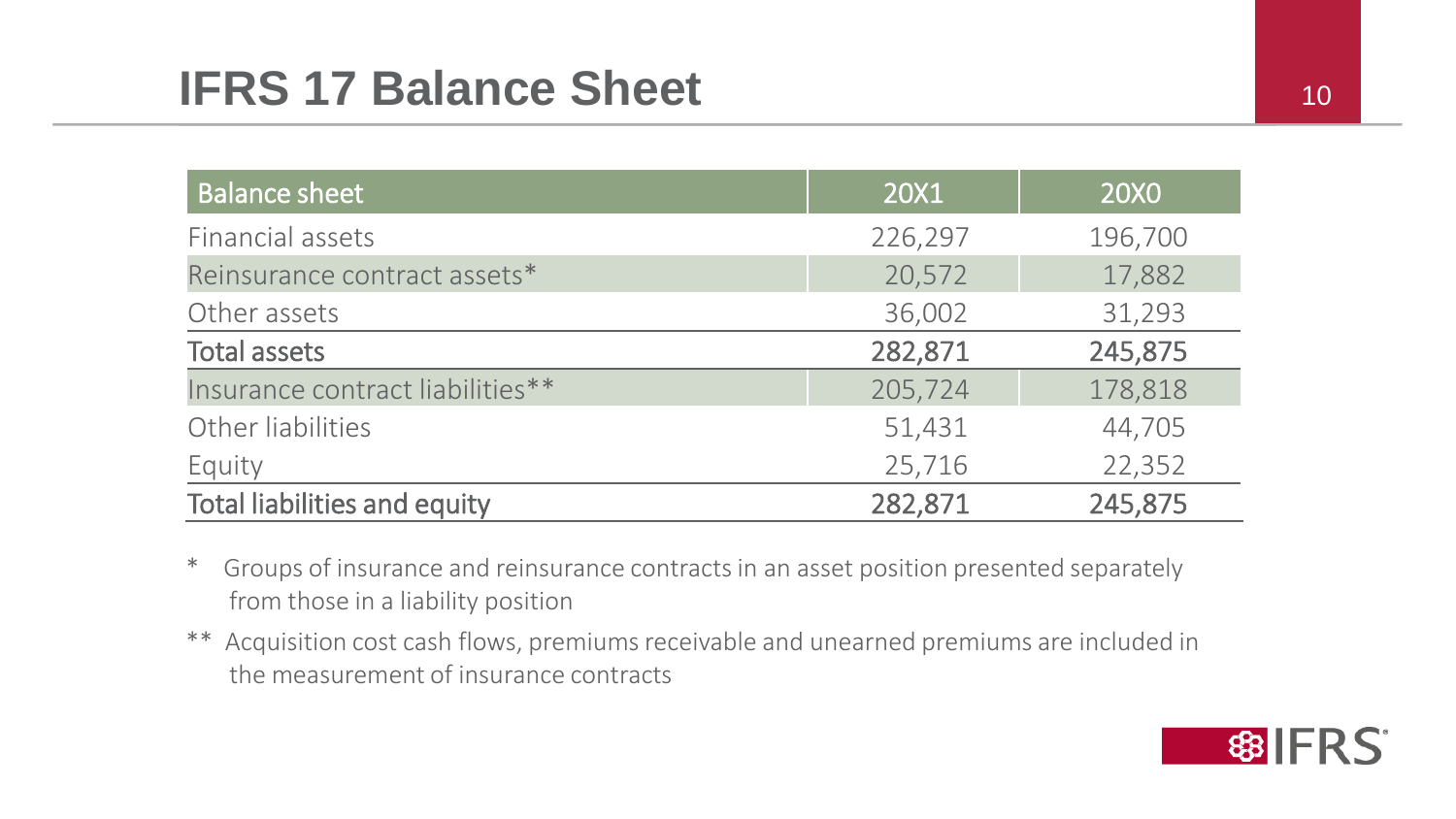# IFRS 17 Balance Sheet

| Balance sheet | 20X1 | 20X0 |
|---|---|---|
| Financial assets | 226,297 | 196,700 |
| Reinsurance contract assets* | 20,572 | 17,882 |
| Other assets | 36,002 | 31,293 |
| **Total assets** | **282,871** | **245,875** |
| Insurance contract liabilities** | 205,724 | 178,818 |
| Other liabilities | 51,431 | 44,705 |
| Equity | 25,716 | 22,352 |
| **Total liabilities and equity** | **282,871** | **245,875** |

* Groups of insurance and reinsurance contracts in an asset position presented separately from those in a liability position

** Acquisition cost cash flows, premiums receivable and unearned premiums are included in the measurement of insurance contracts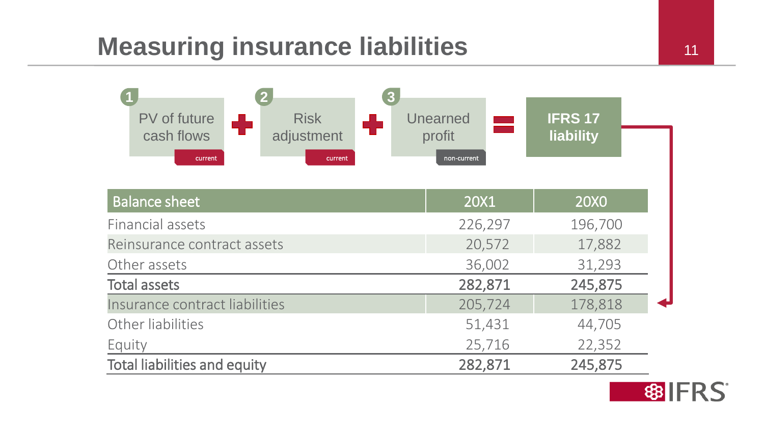# Measuring insurance liabilities

1 PV of future cash flows (current) + 2 Risk adjustment (current) + 3 Unearned profit (non-current) = **IFRS 17 liability**

| Balance sheet | 20X1 | 20X0 |
|---|---|---|
| Financial assets | 226,297 | 196,700 |
| Reinsurance contract assets | 20,572 | 17,882 |
| Other assets | 36,002 | 31,293 |
| **Total assets** | **282,871** | **245,875** |
| Insurance contract liabilities | 205,724 | 178,818 |
| Other liabilities | 51,431 | 44,705 |
| Equity | 25,716 | 22,352 |
| **Total liabilities and equity** | **282,871** | **245,875** |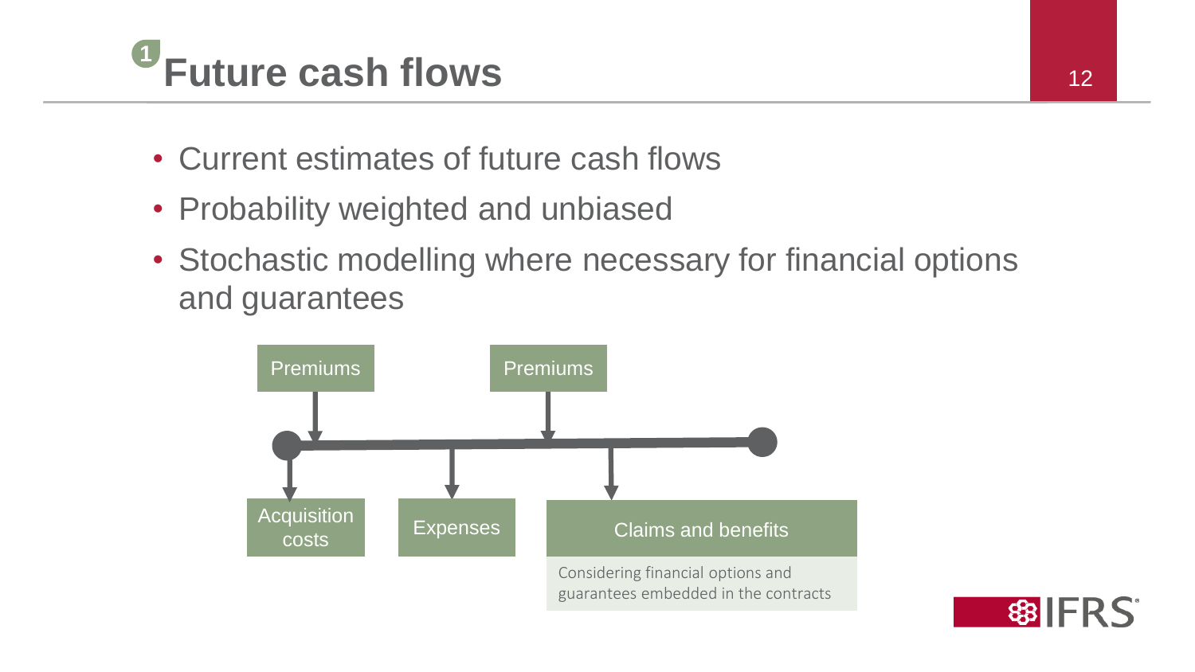# 1 Future cash flows

- Current estimates of future cash flows
- Probability weighted and unbiased
- Stochastic modelling where necessary for financial options and guarantees

Premiums

Premiums

Acquisition costs

Expenses

Claims and benefits

Considering financial options and guarantees embedded in the contracts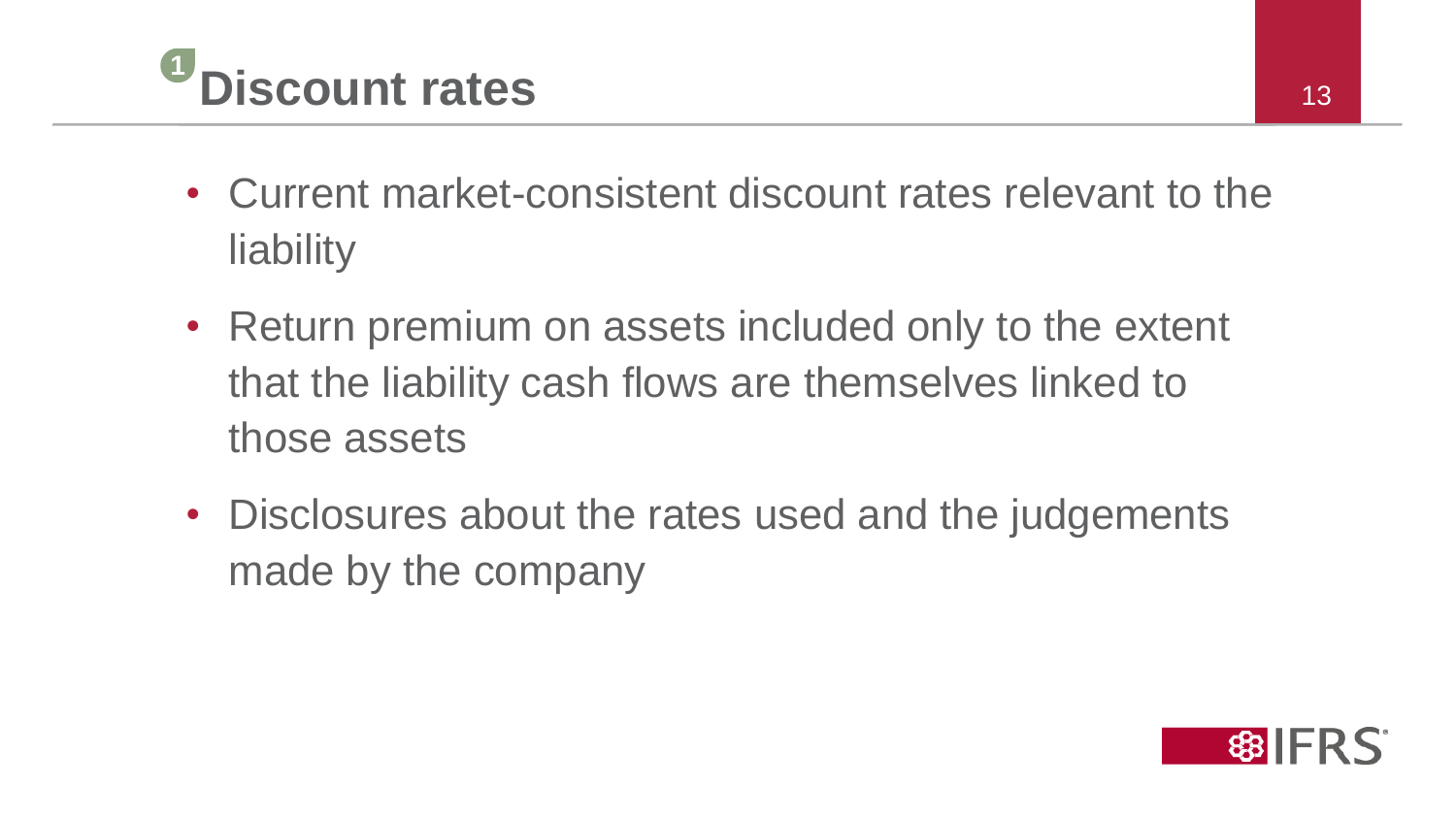# 1 Discount rates

- Current market-consistent discount rates relevant to the liability
- Return premium on assets included only to the extent that the liability cash flows are themselves linked to those assets
- Disclosures about the rates used and the judgements made by the company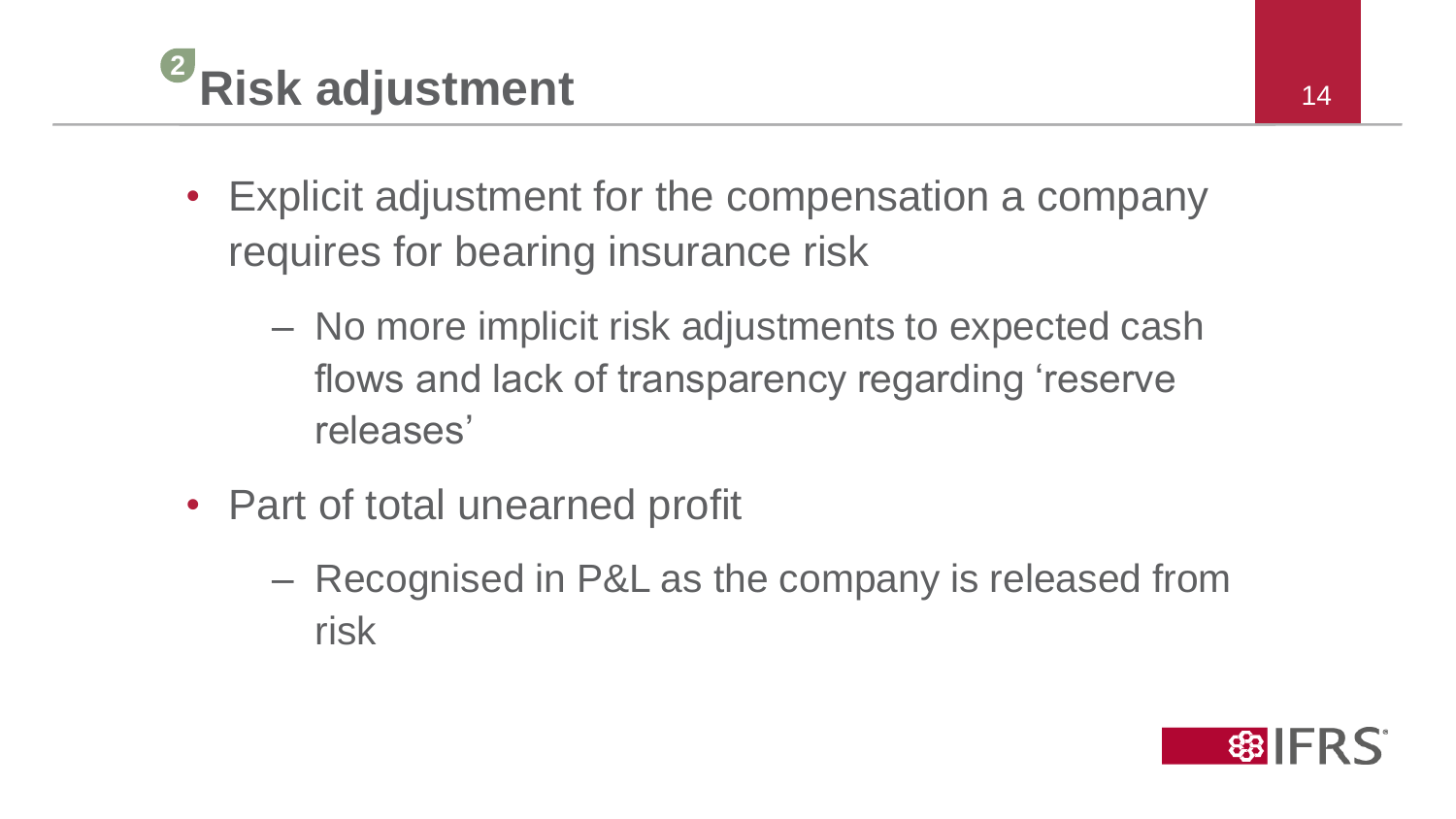# Risk adjustment

- Explicit adjustment for the compensation a company requires for bearing insurance risk
  - No more implicit risk adjustments to expected cash flows and lack of transparency regarding 'reserve releases'
- Part of total unearned profit
  - Recognised in P&L as the company is released from risk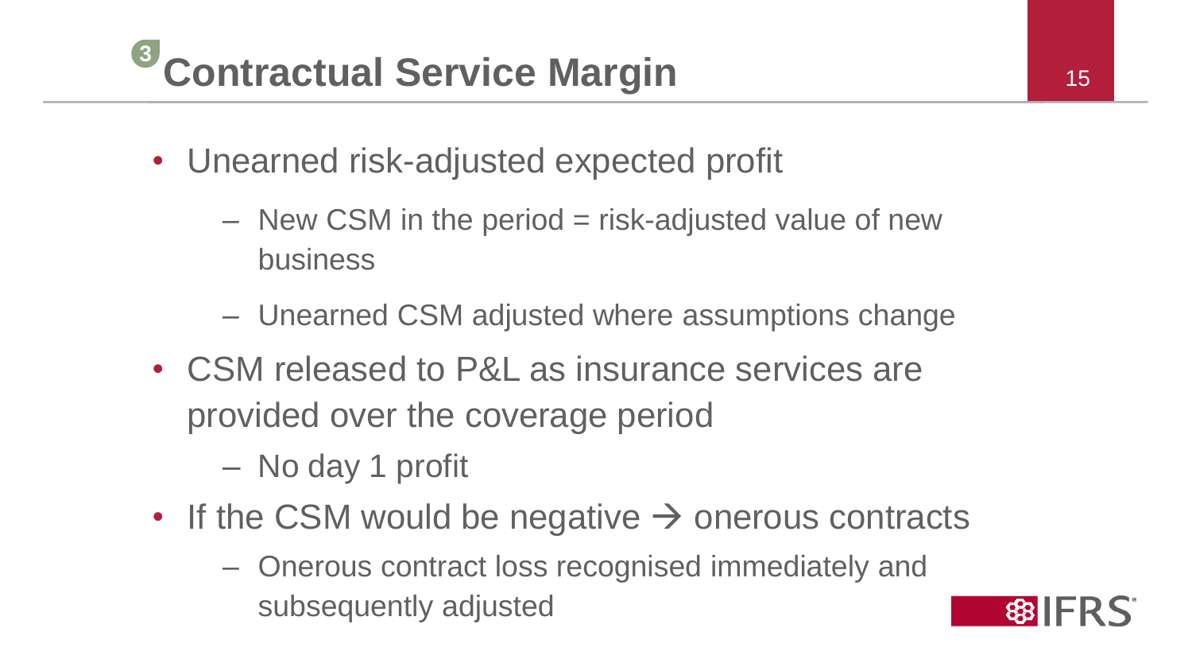# 3 Contractual Service Margin

- Unearned risk-adjusted expected profit
  - New CSM in the period = risk-adjusted value of new business
  - Unearned CSM adjusted where assumptions change
- CSM released to P&L as insurance services are provided over the coverage period
  - No day 1 profit
- If the CSM would be negative → onerous contracts
  - Onerous contract loss recognised immediately and subsequently adjusted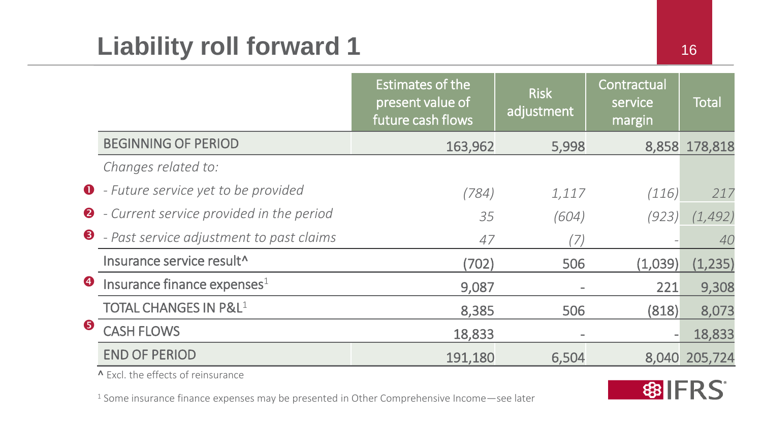# Liability roll forward 1

| | Estimates of the present value of future cash flows | Risk adjustment | Contractual service margin | Total |
|---|---|---|---|---|
| BEGINNING OF PERIOD | 163,962 | 5,998 | 8,858 | 178,818 |
| *Changes related to:* | | | | |
| ❶ *- Future service yet to be provided* | *(784)* | *1,117* | *(116)* | *217* |
| ❷ *- Current service provided in the period* | *35* | *(604)* | *(923)* | *(1,492)* |
| ❸ *- Past service adjustment to past claims* | *47* | *(7)* | *-* | *40* |
| Insurance service result^ | (702) | 506 | (1,039) | (1,235) |
| ❹ Insurance finance expenses[1] | 9,087 | - | 221 | 9,308 |
| TOTAL CHANGES IN P&L[1] | 8,385 | 506 | (818) | 8,073 |
| ❺ CASH FLOWS | 18,833 | - | - | 18,833 |
| END OF PERIOD | 191,180 | 6,504 | 8,040 | 205,724 |

**^** Excl. the effects of reinsurance

[1] Some insurance finance expenses may be presented in Other Comprehensive Income—see later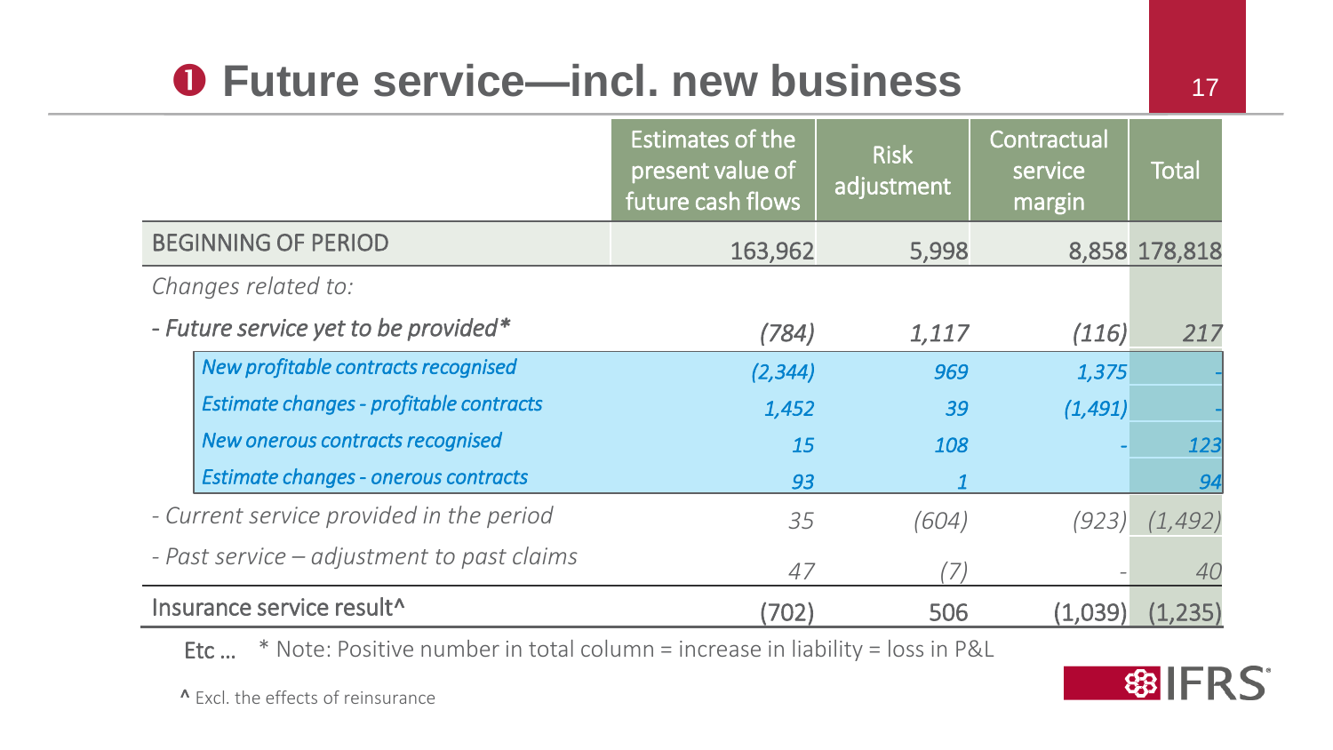# ❶ Future service—incl. new business

| | Estimates of the present value of future cash flows | Risk adjustment | Contractual service margin | Total |
|---|---|---|---|---|
| BEGINNING OF PERIOD | 163,962 | 5,998 | 8,858 | 178,818 |
| *Changes related to:* | | | | |
| *- Future service yet to be provided** | *(784)* | *1,117* | *(116)* | *217* |
| *New profitable contracts recognised* | *(2,344)* | *969* | *1,375* | *-* |
| *Estimate changes - profitable contracts* | *1,452* | *39* | *(1,491)* | *-* |
| *New onerous contracts recognised* | *15* | *108* | *-* | *123* |
| *Estimate changes - onerous contracts* | *93* | *1* | | *94* |
| *- Current service provided in the period* | *35* | *(604)* | *(923)* | *(1,492)* |
| *- Past service – adjustment to past claims* | *47* | *(7)* | *-* | *40* |
| Insurance service result^ | (702) | 506 | (1,039) | (1,235) |

Etc … * Note: Positive number in total column = increase in liability = loss in P&L

^ Excl. the effects of reinsurance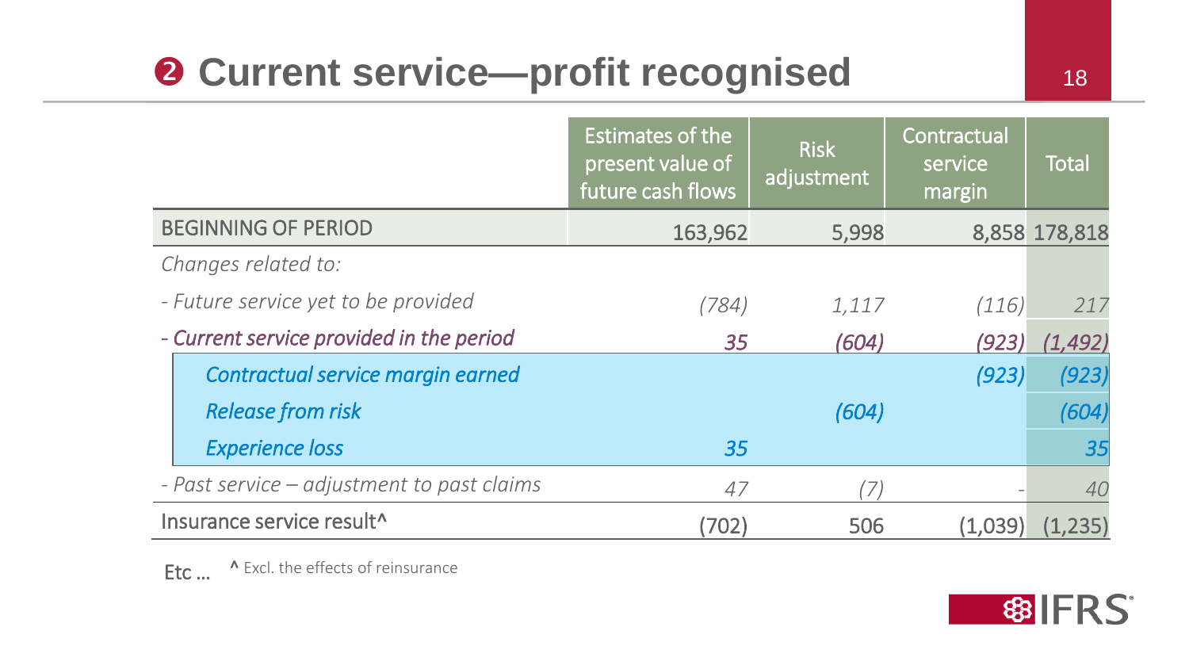# ❷ Current service—profit recognised

| | Estimates of the present value of future cash flows | Risk adjustment | Contractual service margin | Total |
|---|---|---|---|---|
| BEGINNING OF PERIOD | 163,962 | 5,998 | 8,858 | 178,818 |
| *Changes related to:* | | | | |
| *- Future service yet to be provided* | *(784)* | *1,117* | *(116)* | *217* |
| *- Current service provided in the period* | *35* | *(604)* | *(923)* | *(1,492)* |
| *Contractual service margin earned* | | | *(923)* | *(923)* |
| *Release from risk* | | *(604)* | | *(604)* |
| *Experience loss* | *35* | | | *35* |
| *- Past service – adjustment to past claims* | *47* | *(7)* | *-* | *40* |
| Insurance service result^ | (702) | 506 | (1,039) | (1,235) |

Etc …

^ Excl. the effects of reinsurance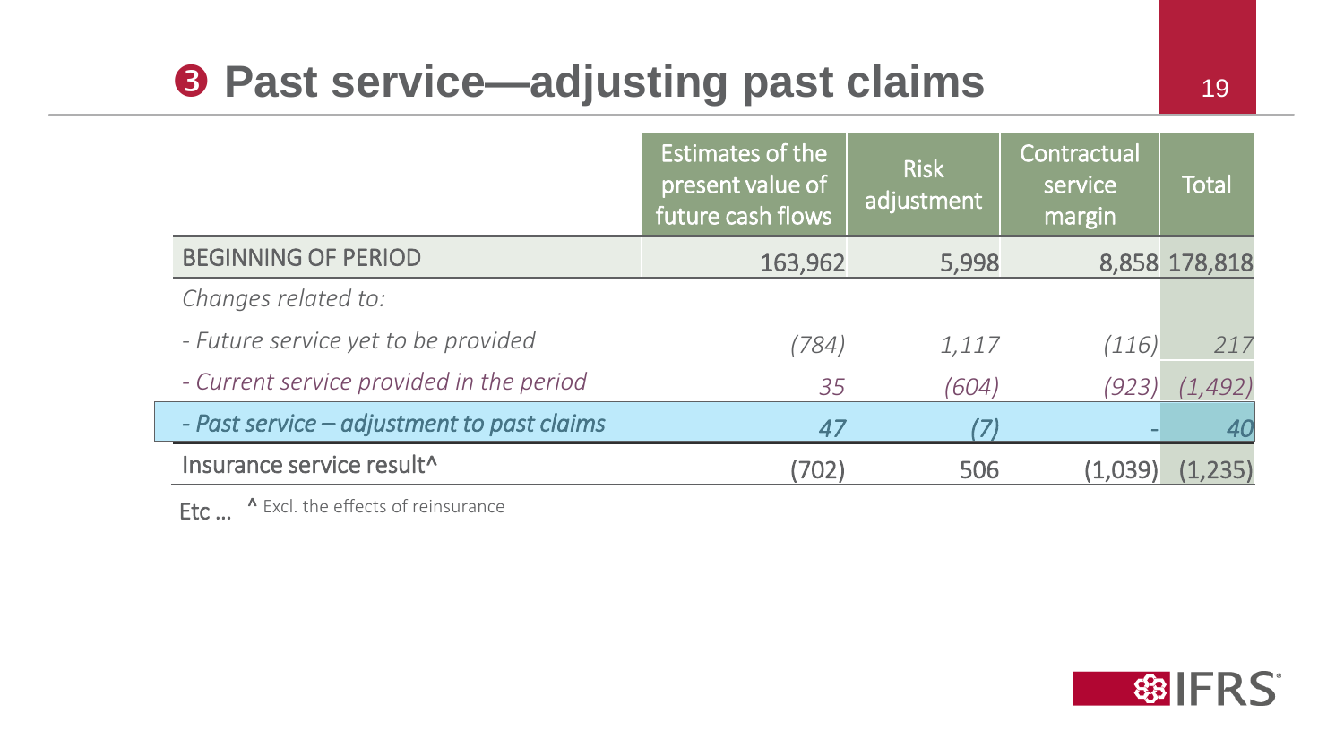# ❸ Past service—adjusting past claims

| | Estimates of the present value of future cash flows | Risk adjustment | Contractual service margin | Total |
|---|---|---|---|---|
| BEGINNING OF PERIOD | 163,962 | 5,998 | 8,858 | 178,818 |
| *Changes related to:* | | | | |
| *- Future service yet to be provided* | *(784)* | *1,117* | *(116)* | *217* |
| *- Current service provided in the period* | *35* | *(604)* | *(923)* | *(1,492)* |
| ***- Past service – adjustment to past claims*** | *47* | *(7)* | *-* | *40* |
| Insurance service result^ | (702) | 506 | (1,039) | (1,235) |

Etc …

^ Excl. the effects of reinsurance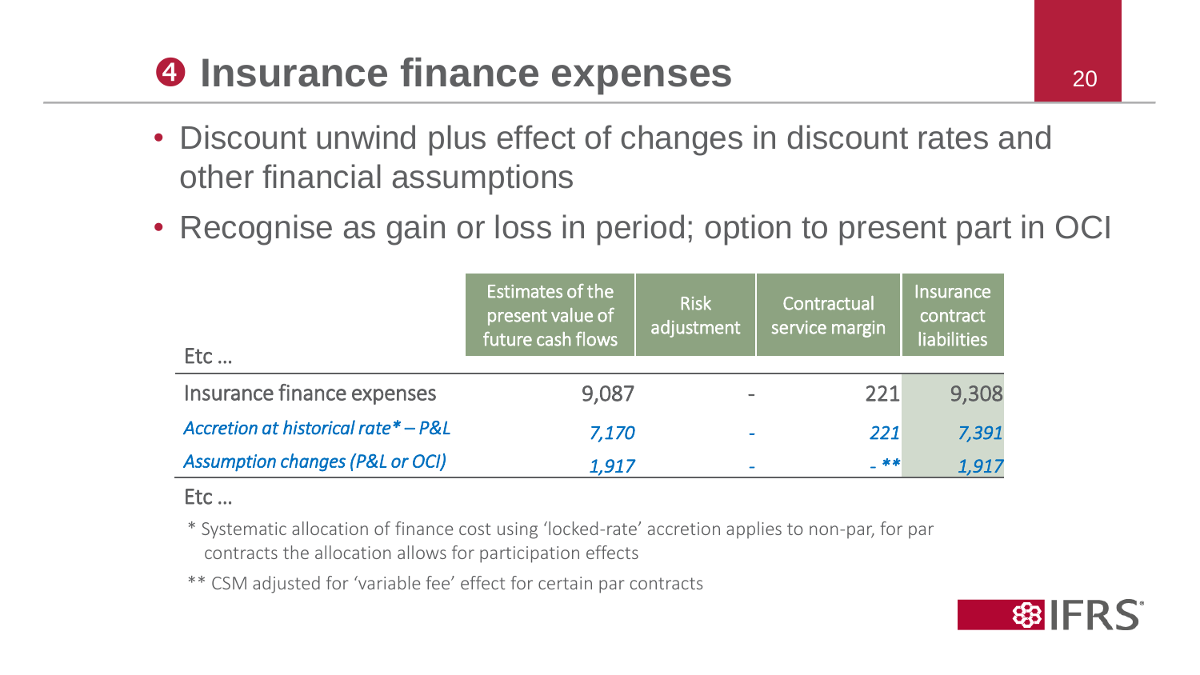# ❹ Insurance finance expenses

- Discount unwind plus effect of changes in discount rates and other financial assumptions
- Recognise as gain or loss in period; option to present part in OCI

| Etc … | Estimates of the present value of future cash flows | Risk adjustment | Contractual service margin | Insurance contract liabilities |
|---|---|---|---|---|
| Insurance finance expenses | 9,087 | - | 221 | 9,308 |
| *Accretion at historical rate* – P&L* | *7,170* | *-* | *221* | *7,391* |
| *Assumption changes (P&L or OCI)* | *1,917* | *-* | *- *** | *1,917* |
| Etc … | | | | |

* Systematic allocation of finance cost using 'locked-rate' accretion applies to non-par, for par contracts the allocation allows for participation effects

** CSM adjusted for 'variable fee' effect for certain par contracts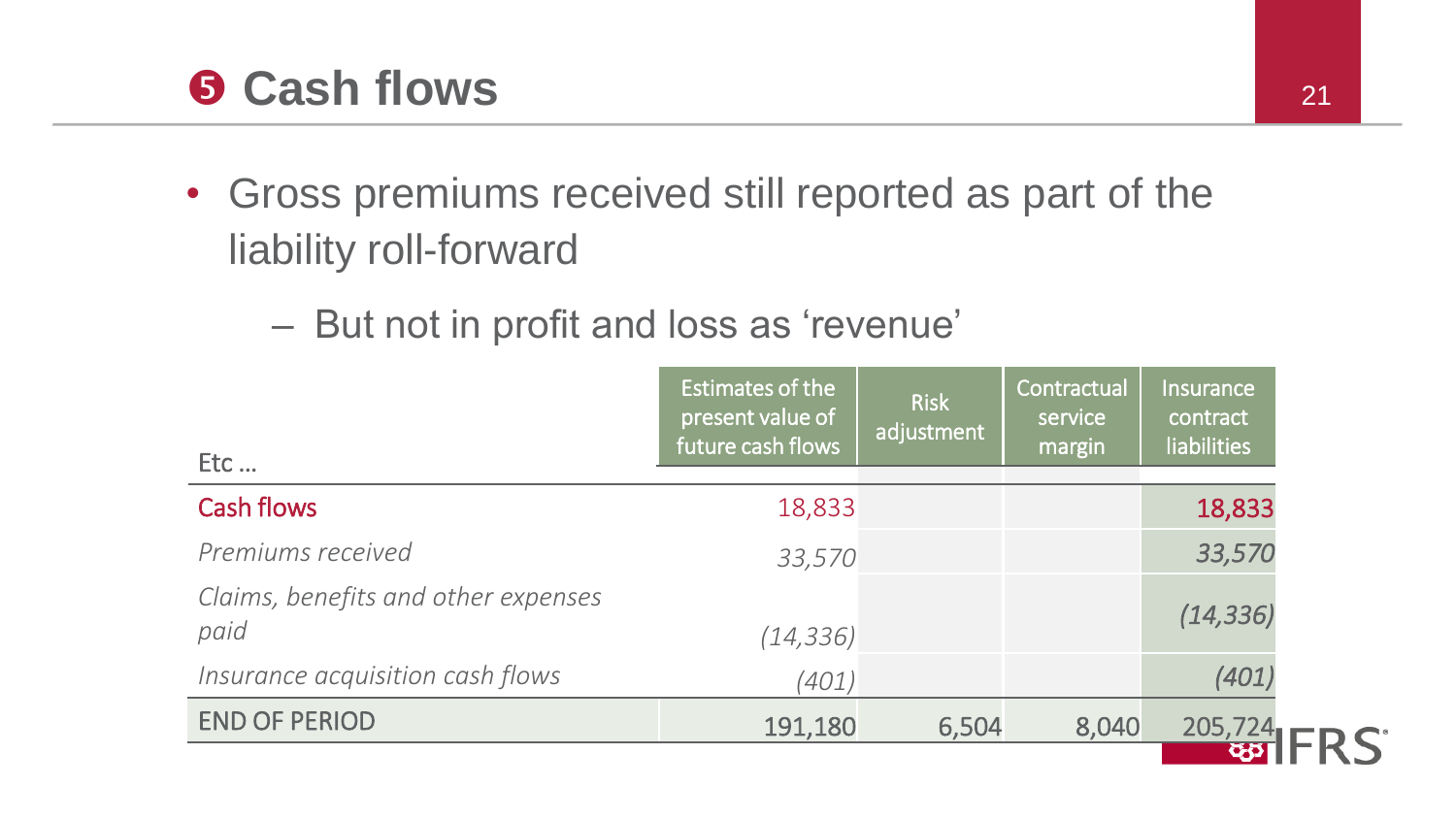# ❺ Cash flows

- Gross premiums received still reported as part of the liability roll-forward
  - But not in profit and loss as 'revenue'

| Etc … | Estimates of the present value of future cash flows | Risk adjustment | Contractual service margin | Insurance contract liabilities |
|---|---|---|---|---|
| Cash flows | 18,833 | | | 18,833 |
| *Premiums received* | *33,570* | | | *33,570* |
| *Claims, benefits and other expenses paid* | *(14,336)* | | | *(14,336)* |
| *Insurance acquisition cash flows* | *(401)* | | | *(401)* |
| END OF PERIOD | 191,180 | 6,504 | 8,040 | 205,724 |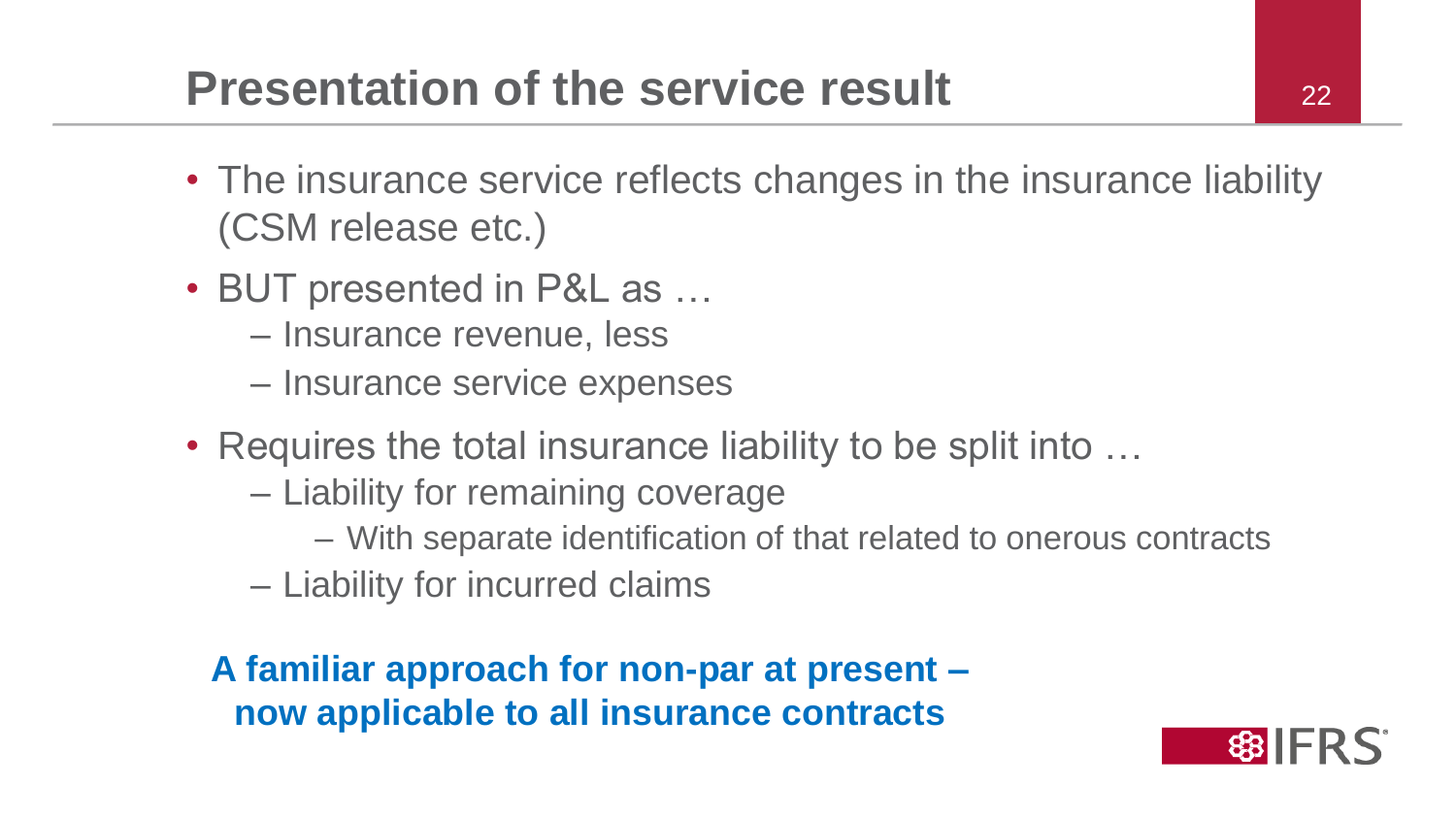# Presentation of the service result

- The insurance service reflects changes in the insurance liability (CSM release etc.)
- BUT presented in P&L as …
  - Insurance revenue, less
  - Insurance service expenses
- Requires the total insurance liability to be split into …
  - Liability for remaining coverage
    - With separate identification of that related to onerous contracts
  - Liability for incurred claims

**A familiar approach for non-par at present – now applicable to all insurance contracts**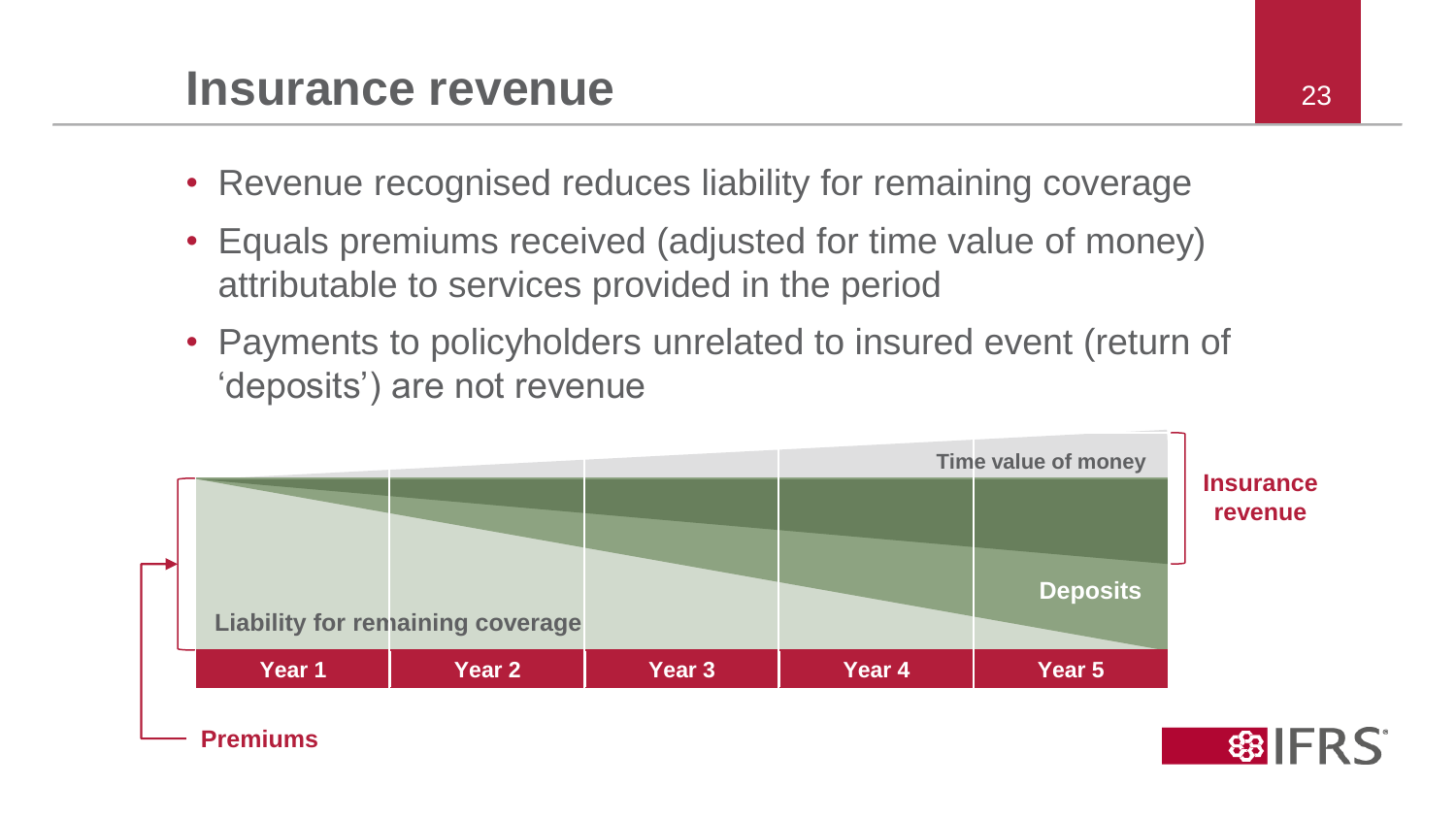# Insurance revenue

- Revenue recognised reduces liability for remaining coverage
- Equals premiums received (adjusted for time value of money) attributable to services provided in the period
- Payments to policyholders unrelated to insured event (return of 'deposits') are not revenue

Time value of money

Insurance revenue

Deposits

Liability for remaining coverage

Year 1 | Year 2 | Year 3 | Year 4 | Year 5

Premiums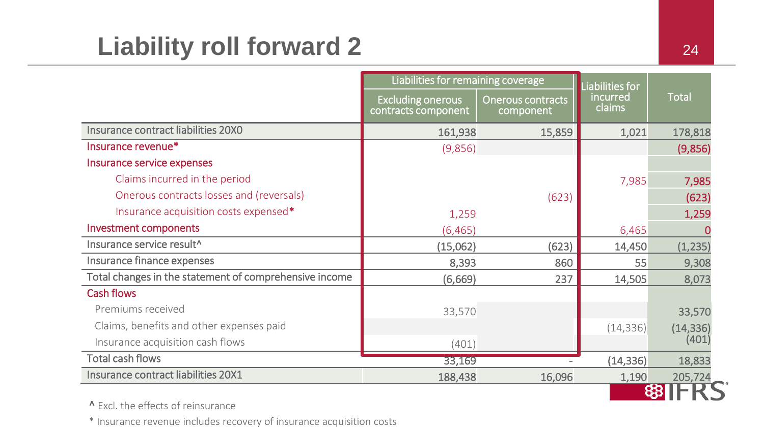# Liability roll forward 2

| | Liabilities for remaining coverage | | Liabilities for incurred claims | Total |
|---|---|---|---|---|
| | Excluding onerous contracts component | Onerous contracts component | | |
| Insurance contract liabilities 20X0 | 161,938 | 15,859 | 1,021 | 178,818 |
| Insurance revenue* | (9,856) | | | (9,856) |
| Insurance service expenses | | | | |
| Claims incurred in the period | | | 7,985 | 7,985 |
| Onerous contracts losses and (reversals) | | (623) | | (623) |
| Insurance acquisition costs expensed* | 1,259 | | | 1,259 |
| Investment components | (6,465) | | 6,465 | 0 |
| Insurance service result^ | (15,062) | (623) | 14,450 | (1,235) |
| Insurance finance expenses | 8,393 | 860 | 55 | 9,308 |
| Total changes in the statement of comprehensive income | (6,669) | 237 | 14,505 | 8,073 |
| Cash flows | | | | |
| Premiums received | 33,570 | | | 33,570 |
| Claims, benefits and other expenses paid | | | (14,336) | (14,336) |
| Insurance acquisition cash flows | (401) | | | (401) |
| Total cash flows | 33,169 | - | (14,336) | 18,833 |
| Insurance contract liabilities 20X1 | 188,438 | 16,096 | 1,190 | 205,724 |

^ Excl. the effects of reinsurance

* Insurance revenue includes recovery of insurance acquisition costs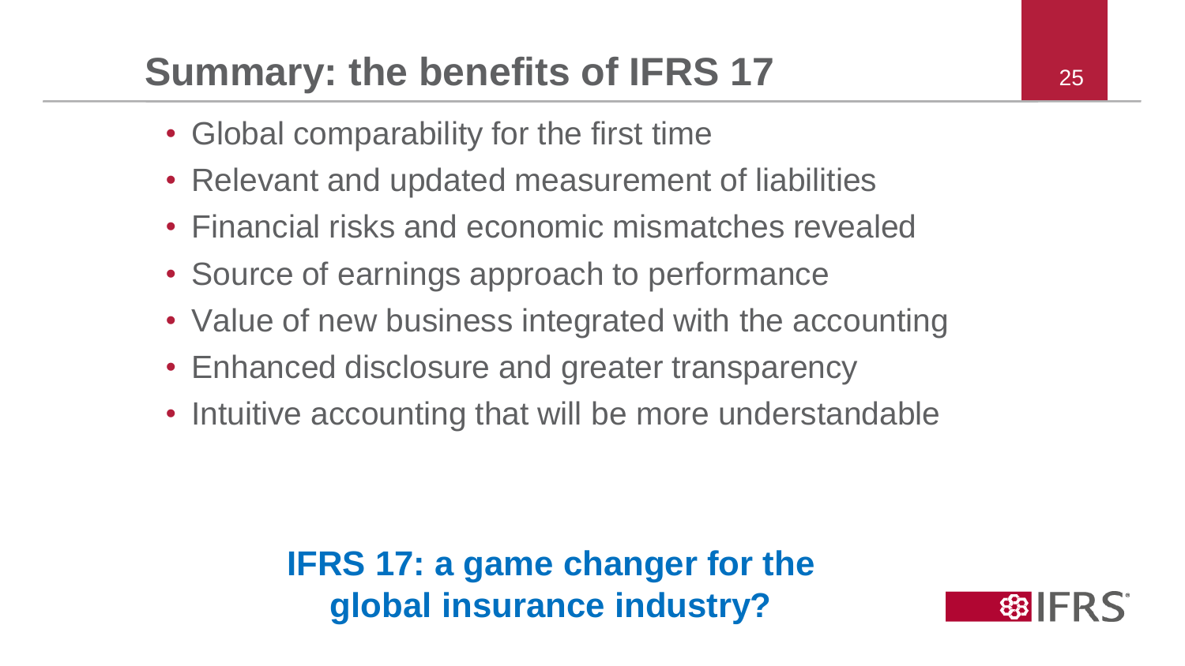# Summary: the benefits of IFRS 17

- Global comparability for the first time
- Relevant and updated measurement of liabilities
- Financial risks and economic mismatches revealed
- Source of earnings approach to performance
- Value of new business integrated with the accounting
- Enhanced disclosure and greater transparency
- Intuitive accounting that will be more understandable

**IFRS 17: a game changer for the global insurance industry?**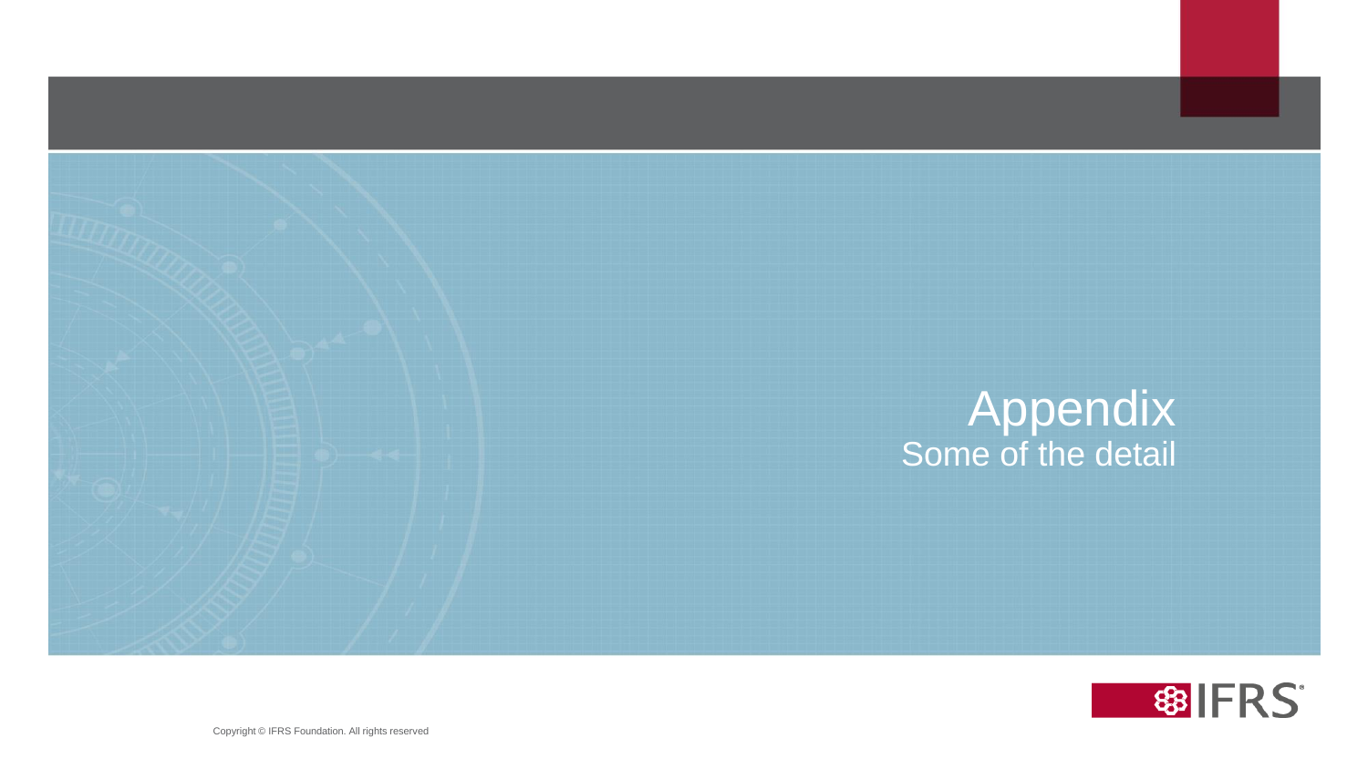# Appendix

## Some of the detail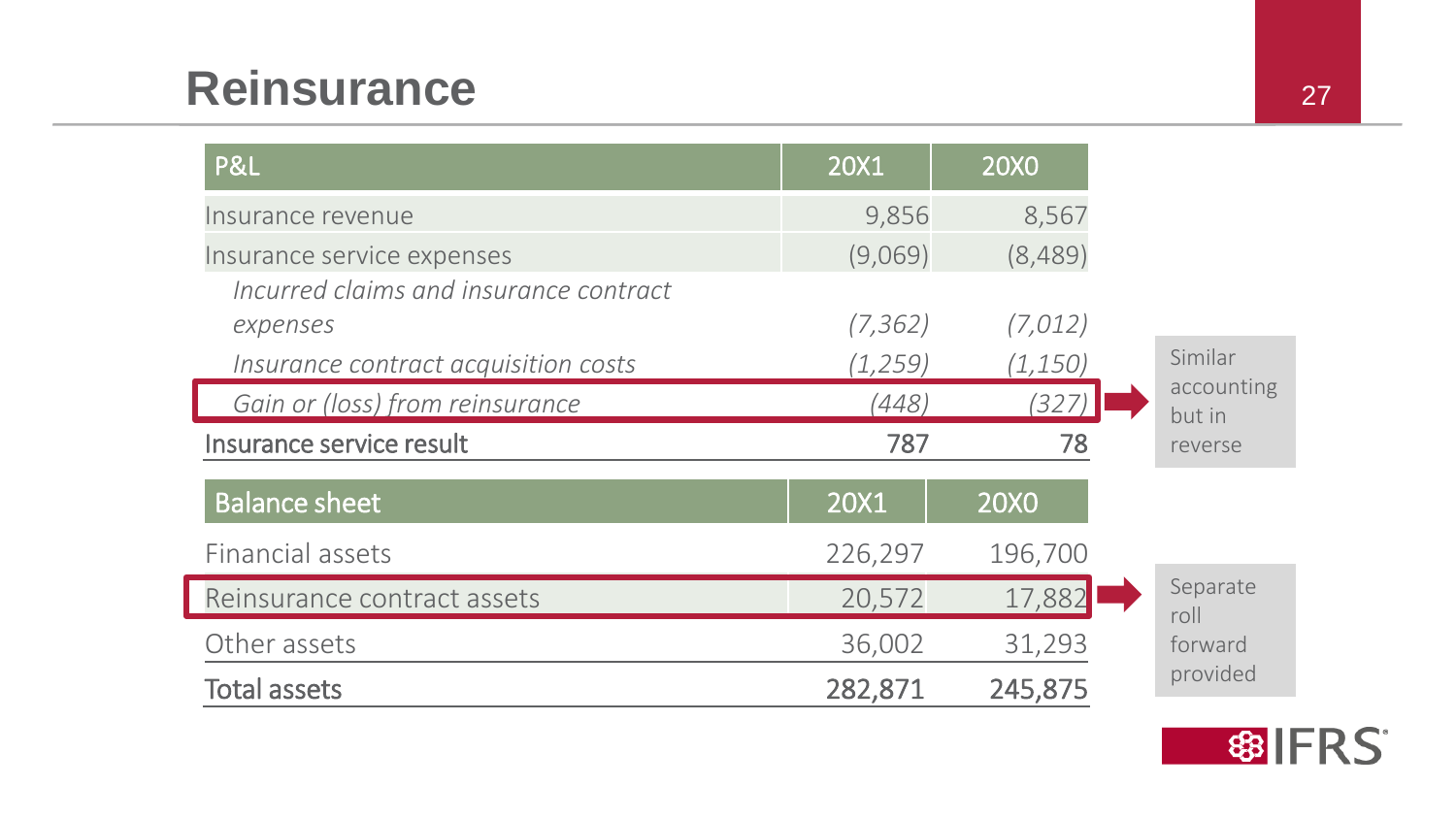# Reinsurance

| P&L | 20X1 | 20X0 |
|---|---|---|
| Insurance revenue | 9,856 | 8,567 |
| Insurance service expenses | (9,069) | (8,489) |
| *Incurred claims and insurance contract expenses* | *(7,362)* | *(7,012)* |
| *Insurance contract acquisition costs* | *(1,259)* | *(1,150)* |
| *Gain or (loss) from reinsurance* | *(448)* | *(327)* |
| Insurance service result | 787 | 78 |

Similar accounting but in reverse

| Balance sheet | 20X1 | 20X0 |
|---|---|---|
| Financial assets | 226,297 | 196,700 |
| Reinsurance contract assets | 20,572 | 17,882 |
| Other assets | 36,002 | 31,293 |
| **Total assets** | **282,871** | **245,875** |

Separate roll forward provided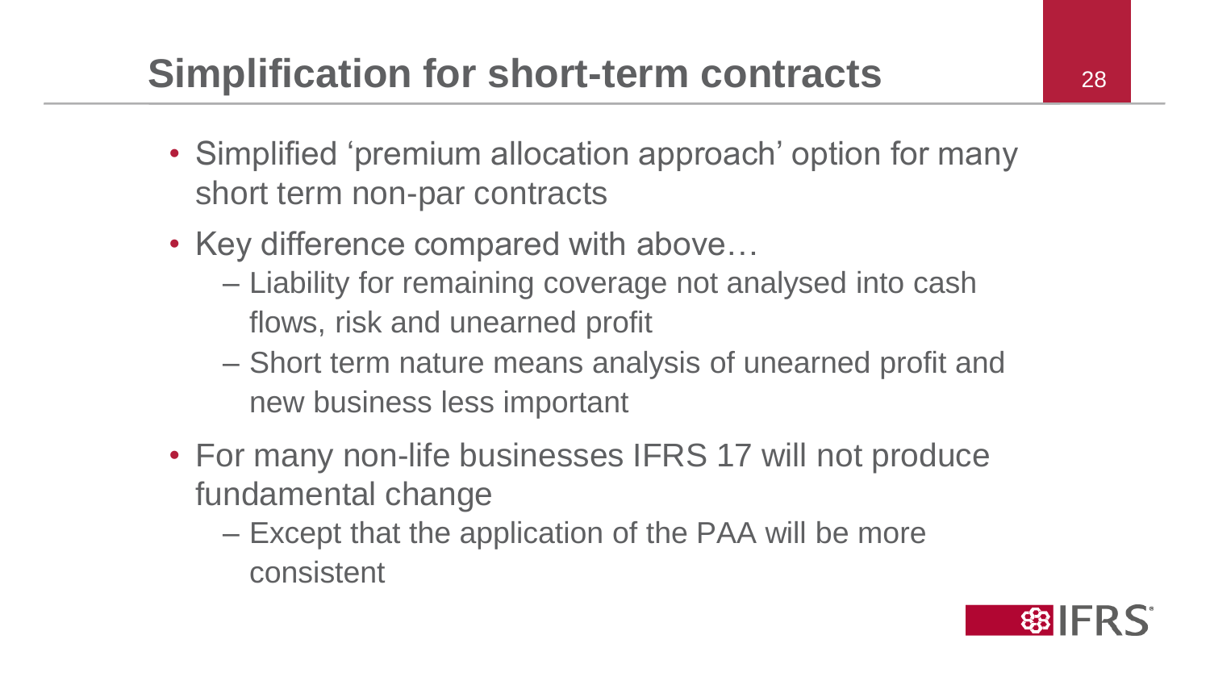# Simplification for short-term contracts

- Simplified 'premium allocation approach' option for many short term non-par contracts
- Key difference compared with above…
  - Liability for remaining coverage not analysed into cash flows, risk and unearned profit
  - Short term nature means analysis of unearned profit and new business less important
- For many non-life businesses IFRS 17 will not produce fundamental change
  - Except that the application of the PAA will be more consistent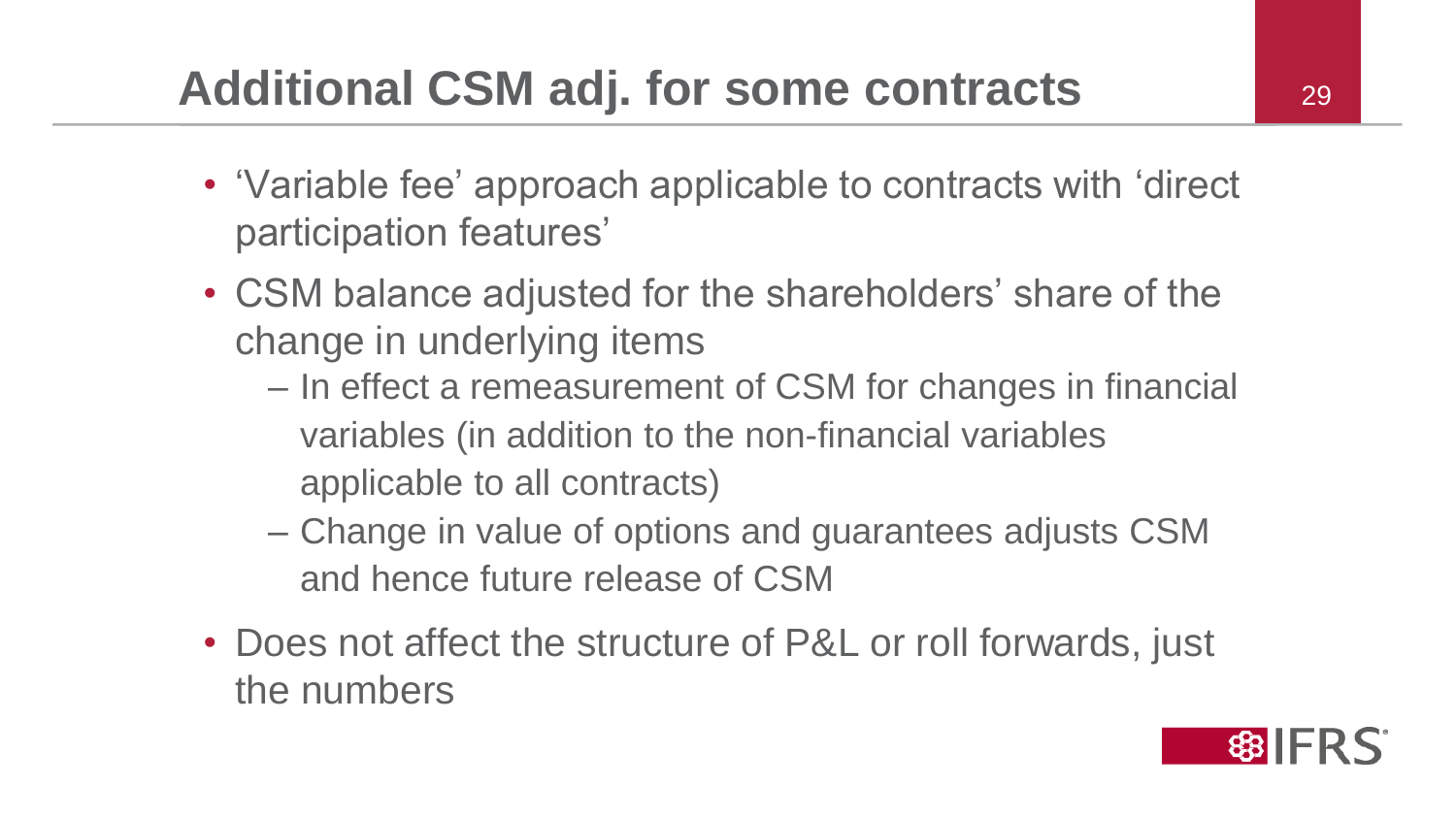# Additional CSM adj. for some contracts

- 'Variable fee' approach applicable to contracts with 'direct participation features'
- CSM balance adjusted for the shareholders' share of the change in underlying items
  - In effect a remeasurement of CSM for changes in financial variables (in addition to the non-financial variables applicable to all contracts)
  - Change in value of options and guarantees adjusts CSM and hence future release of CSM
- Does not affect the structure of P&L or roll forwards, just the numbers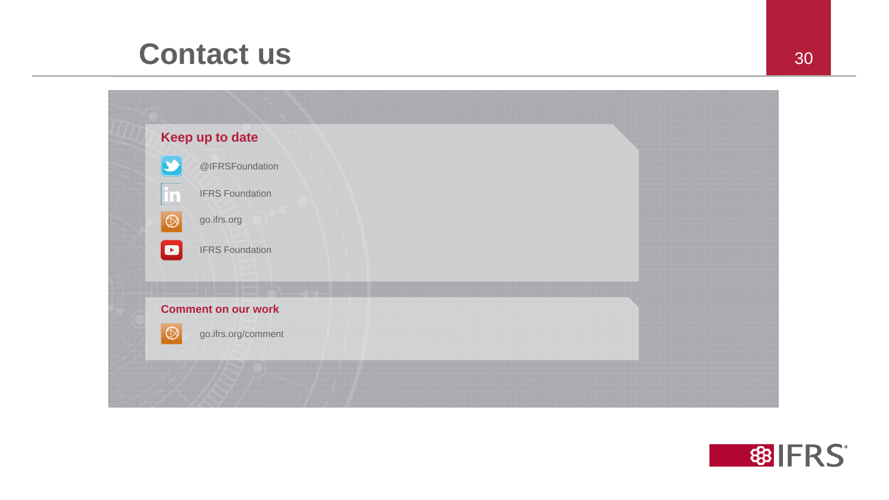# Contact us

## Keep up to date

- @IFRSFoundation
- IFRS Foundation
- go.ifrs.org
- IFRS Foundation

## Comment on our work

- go.ifrs.org/comment